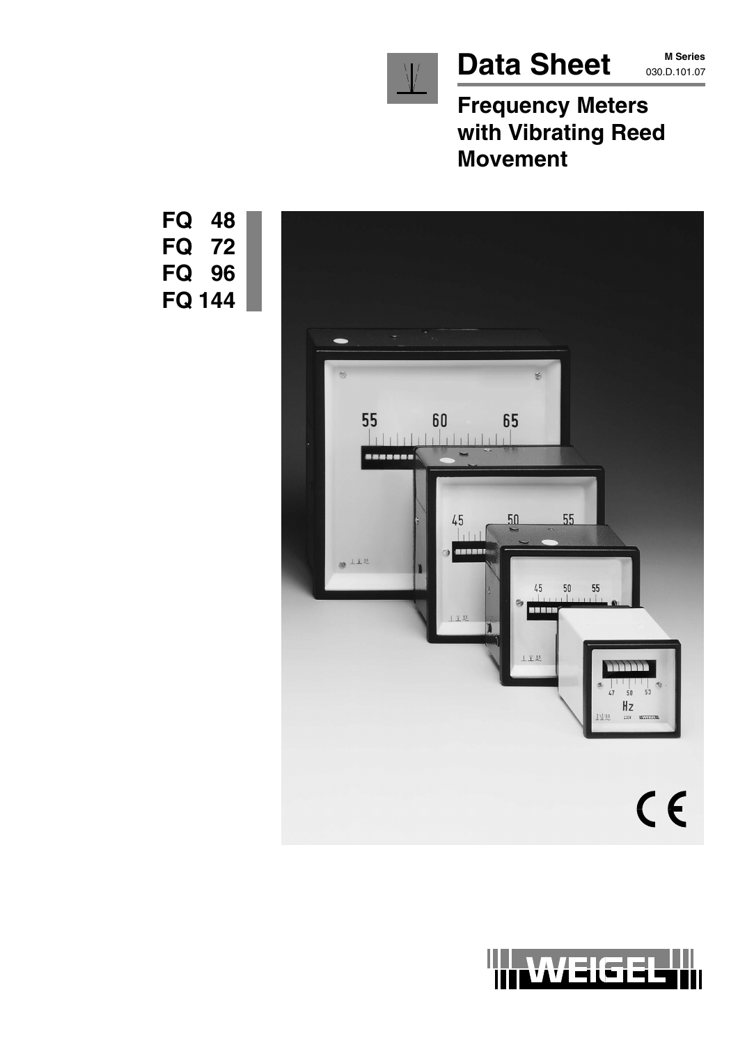# Data Sheet

**M Series**
030.D.101.07

## Frequency Meters with Vibrating Reed Movement

**FQ 48**
**FQ 72**
**FQ 96**
**FQ 144**

WEIGEL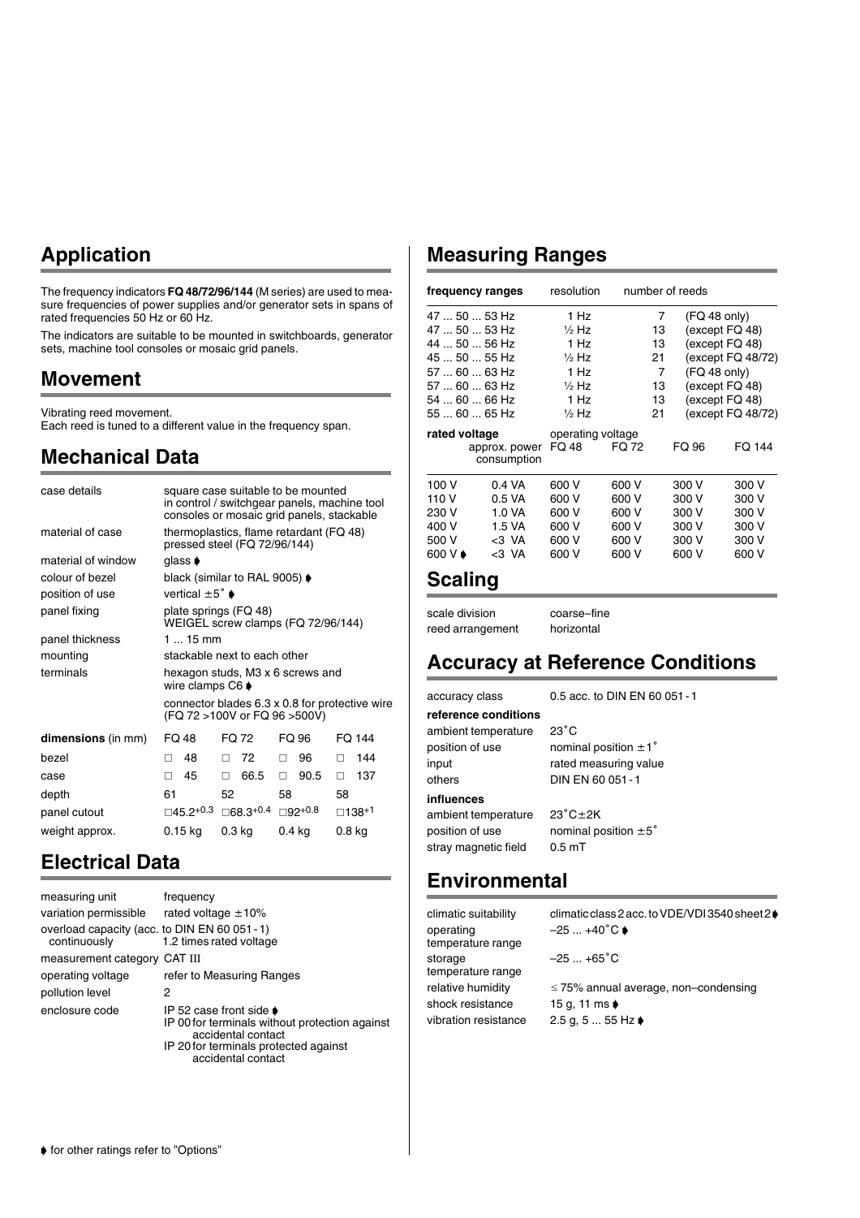## Application

The frequency indicators **FQ 48/72/96/144** (M series) are used to measure frequencies of power supplies and/or generator sets in spans of rated frequencies 50 Hz or 60 Hz.

The indicators are suitable to be mounted in switchboards, generator sets, machine tool consoles or mosaic grid panels.

## Movement

Vibrating reed movement.
Each reed is tuned to a different value in the frequency span.

## Mechanical Data

| | |
|---|---|
| case details | square case suitable to be mounted in control / switchgear panels, machine tool consoles or mosaic grid panels, stackable |
| material of case | thermoplastics, flame retardant (FQ 48) pressed steel (FQ 72/96/144) |
| material of window | glass ➧ |
| colour of bezel | black (similar to RAL 9005) ➧ |
| position of use | vertical ±5˚ ➧ |
| panel fixing | plate springs (FQ 48) WEIGEL screw clamps (FQ 72/96/144) |
| panel thickness | 1 ... 15 mm |
| mounting | stackable next to each other |
| terminals | hexagon studs, M3 x 6 screws and wire clamps C6 ➧ |
| | connector blades 6.3 x 0.8 for protective wire (FQ 72 >100V or FQ 96 >500V) |

| **dimensions** (in mm) | FQ 48 | FQ 72 | FQ 96 | FQ 144 |
|---|---|---|---|---|
| bezel | □ 48 | □ 72 | □ 96 | □ 144 |
| case | □ 45 | □ 66.5 | □ 90.5 | □ 137 |
| depth | 61 | 52 | 58 | 58 |
| panel cutout | □$45.2^{+0.3}$ | □$68.3^{+0.4}$ | □$92^{+0.8}$ | □$138^{+1}$ |
| weight approx. | 0.15 kg | 0.3 kg | 0.4 kg | 0.8 kg |

## Electrical Data

| | |
|---|---|
| measuring unit | frequency |
| variation permissible | rated voltage ±10% |
| overload capacity (acc. to DIN EN 60 051 - 1) continuously | 1.2 times rated voltage |
| measurement category | CAT III |
| operating voltage | refer to Measuring Ranges |
| pollution level | 2 |
| enclosure code | IP 52 case front side ➧<br>IP 00 for terminals without protection against accidental contact<br>IP 20 for terminals protected against accidental contact |

## Measuring Ranges

| frequency ranges | resolution | number of reeds | |
|---|---|---|---|
| 47 ... 50 ... 53 Hz | 1 Hz | 7 | (FQ 48 only) |
| 47 ... 50 ... 53 Hz | ½ Hz | 13 | (except FQ 48) |
| 44 ... 50 ... 56 Hz | 1 Hz | 13 | (except FQ 48) |
| 45 ... 50 ... 55 Hz | ½ Hz | 21 | (except FQ 48/72) |
| 57 ... 60 ... 63 Hz | 1 Hz | 7 | (FQ 48 only) |
| 57 ... 60 ... 63 Hz | ½ Hz | 13 | (except FQ 48) |
| 54 ... 60 ... 66 Hz | 1 Hz | 13 | (except FQ 48) |
| 55 ... 60 ... 65 Hz | ½ Hz | 21 | (except FQ 48/72) |

| rated voltage | approx. power consumption | operating voltage FQ 48 | FQ 72 | FQ 96 | FQ 144 |
|---|---|---|---|---|---|
| 100 V | 0.4 VA | 600 V | 600 V | 300 V | 300 V |
| 110 V | 0.5 VA | 600 V | 600 V | 300 V | 300 V |
| 230 V | 1.0 VA | 600 V | 600 V | 300 V | 300 V |
| 400 V | 1.5 VA | 600 V | 600 V | 300 V | 300 V |
| 500 V | <3 VA | 600 V | 600 V | 300 V | 300 V |
| 600 V ➧ | <3 VA | 600 V | 600 V | 600 V | 600 V |

## Scaling

| | |
|---|---|
| scale division | coarse–fine |
| reed arrangement | horizontal |

## Accuracy at Reference Conditions

| | |
|---|---|
| accuracy class | 0.5 acc. to DIN EN 60 051 - 1 |
| **reference conditions** | |
| ambient temperature | 23˚C |
| position of use | nominal position ±1˚ |
| input | rated measuring value |
| others | DIN EN 60 051 - 1 |
| **influences** | |
| ambient temperature | 23˚C±2K |
| position of use | nominal position ±5˚ |
| stray magnetic field | 0.5 mT |

## Environmental

| | |
|---|---|
| climatic suitability | climatic class 2 acc. to VDE/VDI 3540 sheet 2 ➧ |
| operating temperature range | –25 ... +40˚C ➧ |
| storage temperature range | –25 ... +65˚C |
| relative humidity | ≤ 75% annual average, non–condensing |
| shock resistance | 15 g, 11 ms ➧ |
| vibration resistance | 2.5 g, 5 ... 55 Hz ➧ |

➧ for other ratings refer to "Options"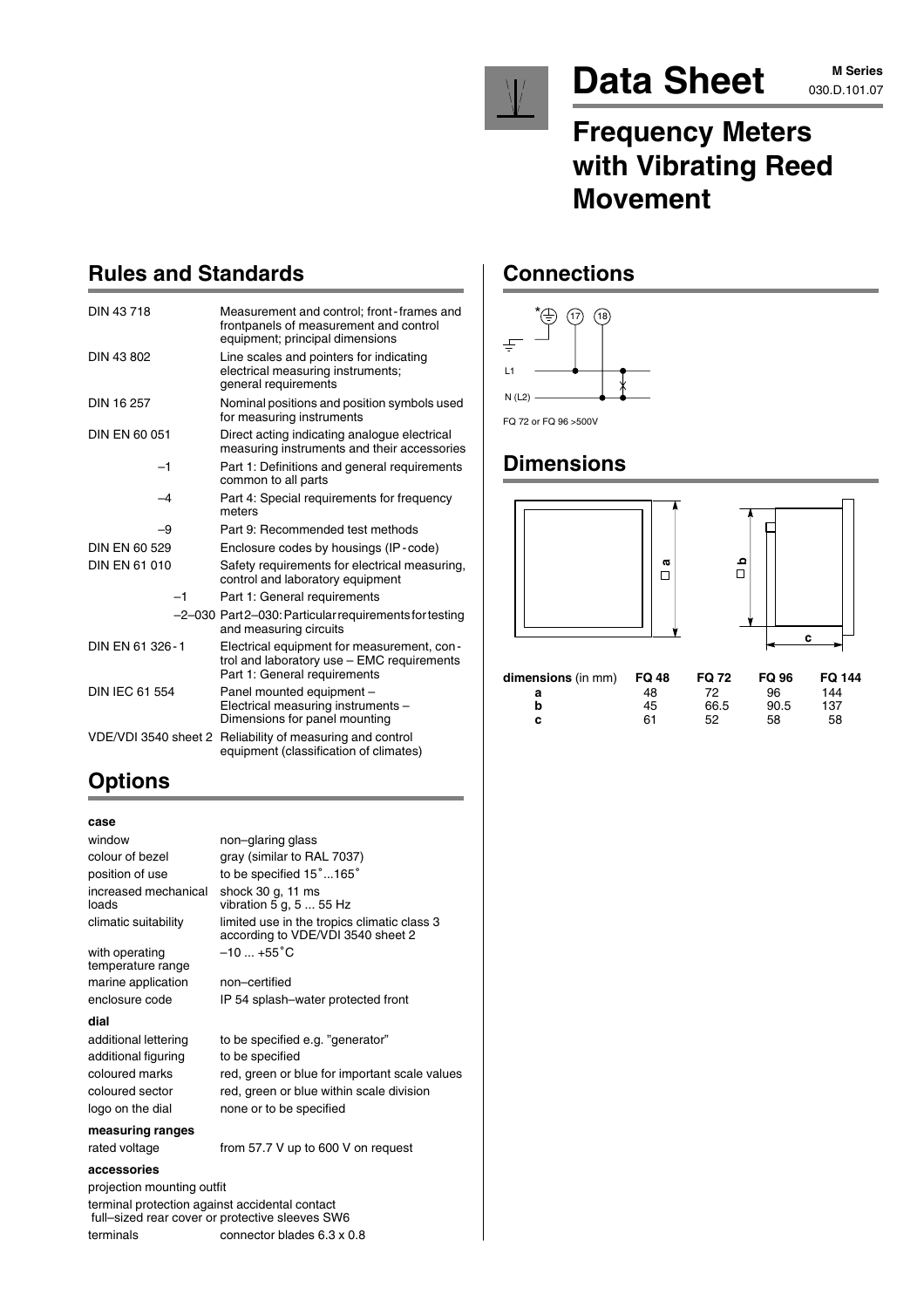# Data Sheet

**M Series**
030.D.101.07

## Frequency Meters with Vibrating Reed Movement

## Rules and Standards

| | |
|---|---|
| DIN 43 718 | Measurement and control; front-frames and frontpanels of measurement and control equipment; principal dimensions |
| DIN 43 802 | Line scales and pointers for indicating electrical measuring instruments; general requirements |
| DIN 16 257 | Nominal positions and position symbols used for measuring instruments |
| DIN EN 60 051 | Direct acting indicating analogue electrical measuring instruments and their accessories |
| –1 | Part 1: Definitions and general requirements common to all parts |
| –4 | Part 4: Special requirements for frequency meters |
| –9 | Part 9: Recommended test methods |
| DIN EN 60 529 | Enclosure codes by housings (IP-code) |
| DIN EN 61 010 | Safety requirements for electrical measuring, control and laboratory equipment |
| –1 | Part 1: General requirements |
| –2–030 | Part 2–030: Particular requirements for testing and measuring circuits |
| DIN EN 61 326-1 | Electrical equipment for measurement, control and laboratory use – EMC requirements Part 1: General requirements |
| DIN IEC 61 554 | Panel mounted equipment – Electrical measuring instruments – Dimensions for panel mounting |
| VDE/VDI 3540 sheet 2 | Reliability of measuring and control equipment (classification of climates) |

## Options

**case**

| | |
|---|---|
| window | non–glaring glass |
| colour of bezel | gray (similar to RAL 7037) |
| position of use | to be specified 15˚...165˚ |
| increased mechanical loads | shock 30 g, 11 ms<br>vibration 5 g, 5 ... 55 Hz |
| climatic suitability | limited use in the tropics climatic class 3 according to VDE/VDI 3540 sheet 2 |
| with operating temperature range | –10 ... +55˚C |
| marine application | non–certified |
| enclosure code | IP 54 splash–water protected front |

**dial**

| | |
|---|---|
| additional lettering | to be specified e.g. "generator" |
| additional figuring | to be specified |
| coloured marks | red, green or blue for important scale values |
| coloured sector | red, green or blue within scale division |
| logo on the dial | none or to be specified |

**measuring ranges**

| | |
|---|---|
| rated voltage | from 57.7 V up to 600 V on request |

**accessories**

projection mounting outfit

terminal protection against accidental contact
full–sized rear cover or protective sleeves SW6

terminals connector blades 6.3 x 0.8

## Connections

\* (17) (18)

L1

N (L2)

FQ 72 or FQ 96 >500V

## Dimensions

| dimensions (in mm) | FQ 48 | FQ 72 | FQ 96 | FQ 144 |
|---|---|---|---|---|
| **a** | 48 | 72 | 96 | 144 |
| **b** | 45 | 66.5 | 90.5 | 137 |
| **c** | 61 | 52 | 58 | 58 |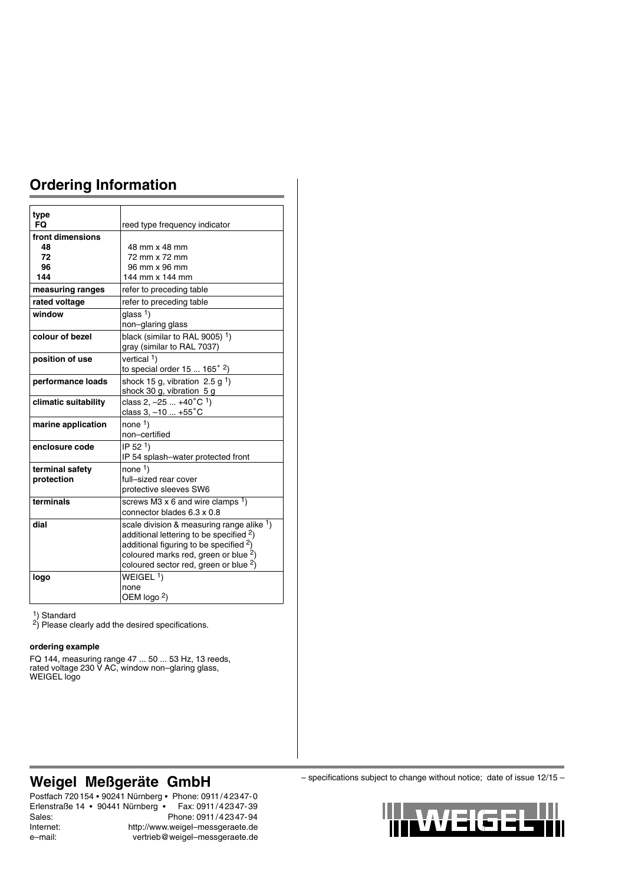## Ordering Information

| | |
|---|---|
| **type**<br>**FQ** | <br>reed type frequency indicator |
| **front dimensions**<br>**48**<br>**72**<br>**96**<br>**144** | <br>48 mm x 48 mm<br>72 mm x 72 mm<br>96 mm x 96 mm<br>144 mm x 144 mm |
| **measuring ranges** | refer to preceding table |
| **rated voltage** | refer to preceding table |
| **window** | glass [1])<br>non–glaring glass |
| **colour of bezel** | black (similar to RAL 9005) [1])<br>gray (similar to RAL 7037) |
| **position of use** | vertical [1])<br>to special order 15 ... 165˚ [2]) |
| **performance loads** | shock 15 g, vibration 2.5 g [1])<br>shock 30 g, vibration 5 g |
| **climatic suitability** | class 2, –25 ... +40˚C [1])<br>class 3, –10 ... +55˚C |
| **marine application** | none [1])<br>non–certified |
| **enclosure code** | IP 52 [1])<br>IP 54 splash–water protected front |
| **terminal safety protection** | none [1])<br>full–sized rear cover<br>protective sleeves SW6 |
| **terminals** | screws M3 x 6 and wire clamps [1])<br>connector blades 6.3 x 0.8 |
| **dial** | scale division & measuring range alike [1])<br>additional lettering to be specified [2])<br>additional figuring to be specified [2])<br>coloured marks red, green or blue [2])<br>coloured sector red, green or blue [2]) |
| **logo** | WEIGEL [1])<br>none<br>OEM logo [2]) |

[1]) Standard
[2]) Please clearly add the desired specifications.

**ordering example**

FQ 144, measuring range 47 ... 50 ... 53 Hz, 13 reeds, rated voltage 230 V AC, window non–glaring glass, WEIGEL logo

## Weigel Meßgeräte GmbH

Postfach 720 154 • 90241 Nürnberg • Phone: 0911 / 4 23 47- 0
Erlenstraße 14 • 90441 Nürnberg • Fax: 0911 / 4 23 47- 39
Sales: Phone: 0911 / 4 23 47- 94
Internet: http://www.weigel–messgeraete.de
e–mail: vertrieb@weigel–messgeraete.de

– specifications subject to change without notice; date of issue 12/15 –

WEIGEL